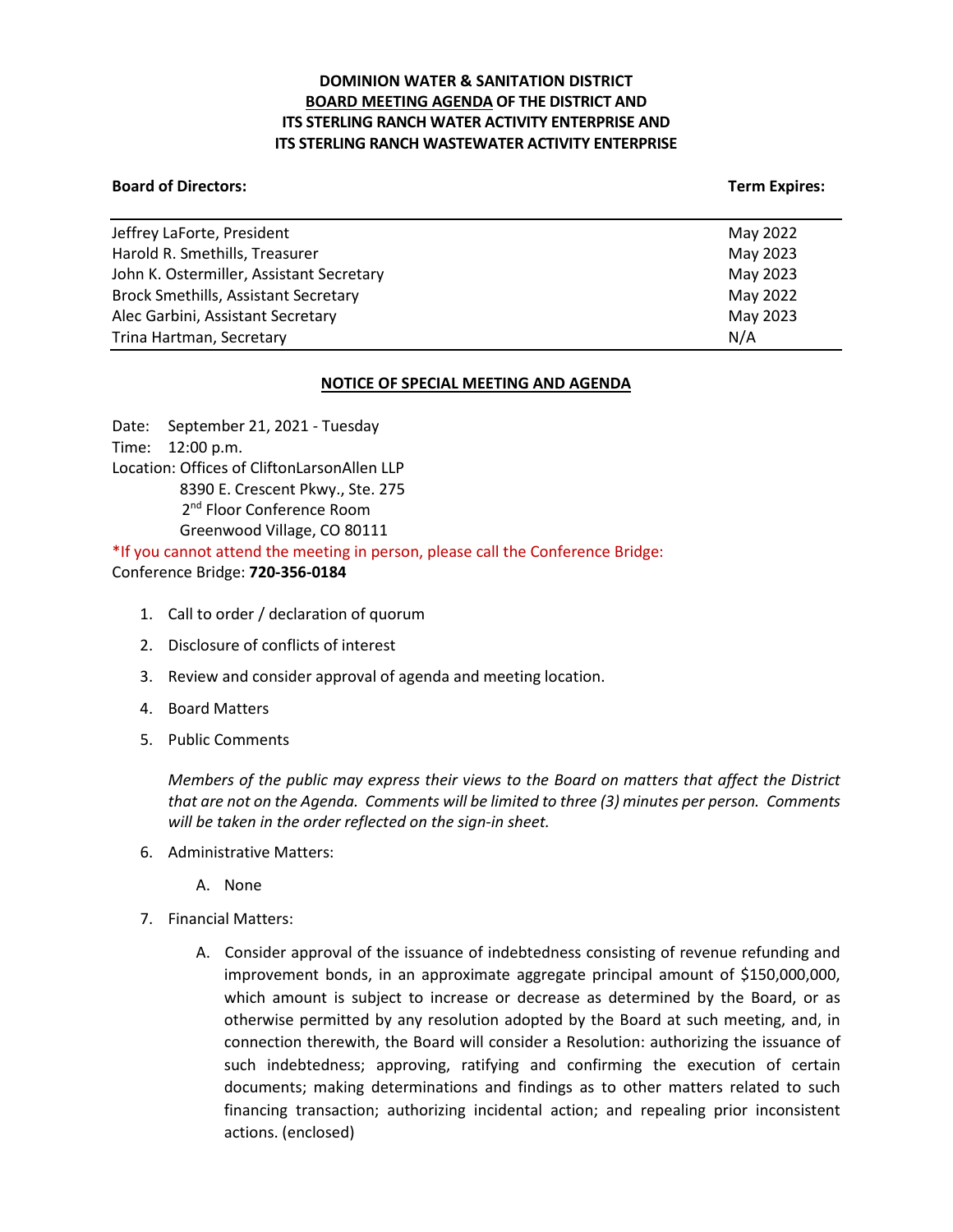**DOMINION WATER & SANITATION DISTRICT**
**BOARD MEETING AGENDA OF THE DISTRICT AND**
**ITS STERLING RANCH WATER ACTIVITY ENTERPRISE AND**
**ITS STERLING RANCH WASTEWATER ACTIVITY ENTERPRISE**

| **Board of Directors:** | **Term Expires:** |
|---|---|
| Jeffrey LaForte, President | May 2022 |
| Harold R. Smethills, Treasurer | May 2023 |
| John K. Ostermiller, Assistant Secretary | May 2023 |
| Brock Smethills, Assistant Secretary | May 2022 |
| Alec Garbini, Assistant Secretary | May 2023 |
| Trina Hartman, Secretary | N/A |

**NOTICE OF SPECIAL MEETING AND AGENDA**

Date: September 21, 2021 - Tuesday
Time: 12:00 p.m.
Location: Offices of CliftonLarsonAllen LLP
8390 E. Crescent Pkwy., Ste. 275
2nd Floor Conference Room
Greenwood Village, CO 80111

*If you cannot attend the meeting in person, please call the Conference Bridge:
Conference Bridge: **720-356-0184**

1. Call to order / declaration of quorum
2. Disclosure of conflicts of interest
3. Review and consider approval of agenda and meeting location.
4. Board Matters
5. Public Comments

   *Members of the public may express their views to the Board on matters that affect the District that are not on the Agenda. Comments will be limited to three (3) minutes per person. Comments will be taken in the order reflected on the sign-in sheet.*

6. Administrative Matters:
   A. None
7. Financial Matters:
   A. Consider approval of the issuance of indebtedness consisting of revenue refunding and improvement bonds, in an approximate aggregate principal amount of $150,000,000, which amount is subject to increase or decrease as determined by the Board, or as otherwise permitted by any resolution adopted by the Board at such meeting, and, in connection therewith, the Board will consider a Resolution: authorizing the issuance of such indebtedness; approving, ratifying and confirming the execution of certain documents; making determinations and findings as to other matters related to such financing transaction; authorizing incidental action; and repealing prior inconsistent actions. (enclosed)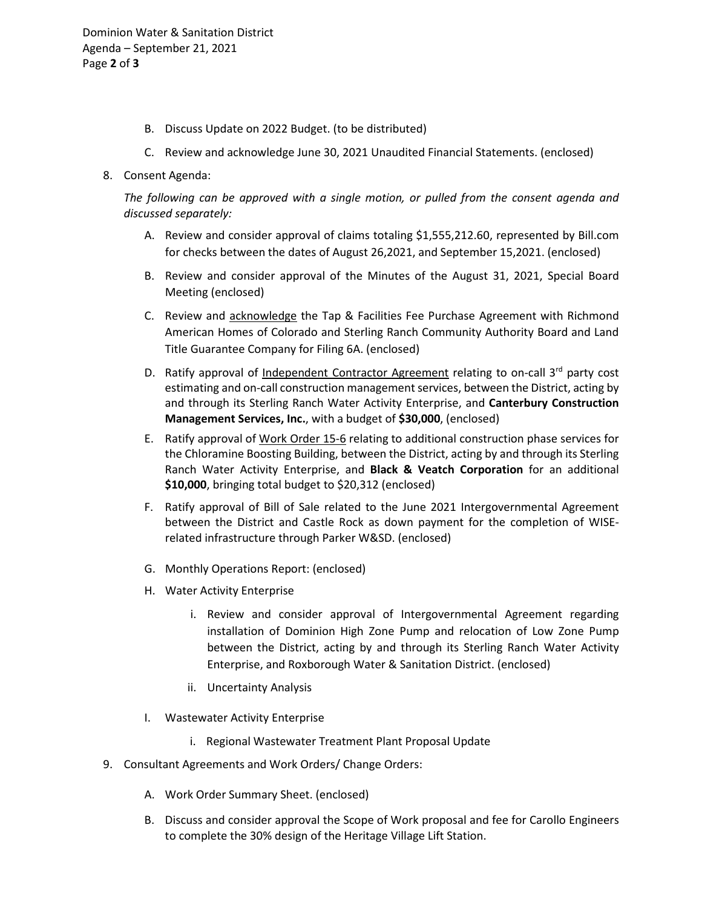B. Discuss Update on 2022 Budget. (to be distributed)

C. Review and acknowledge June 30, 2021 Unaudited Financial Statements. (enclosed)

8. Consent Agenda:

   *The following can be approved with a single motion, or pulled from the consent agenda and discussed separately:*

   A. Review and consider approval of claims totaling $1,555,212.60, represented by Bill.com for checks between the dates of August 26,2021, and September 15,2021. (enclosed)

   B. Review and consider approval of the Minutes of the August 31, 2021, Special Board Meeting (enclosed)

   C. Review and acknowledge the Tap & Facilities Fee Purchase Agreement with Richmond American Homes of Colorado and Sterling Ranch Community Authority Board and Land Title Guarantee Company for Filing 6A. (enclosed)

   D. Ratify approval of Independent Contractor Agreement relating to on-call 3rd party cost estimating and on-call construction management services, between the District, acting by and through its Sterling Ranch Water Activity Enterprise, and **Canterbury Construction Management Services, Inc.**, with a budget of **$30,000**, (enclosed)

   E. Ratify approval of Work Order 15-6 relating to additional construction phase services for the Chloramine Boosting Building, between the District, acting by and through its Sterling Ranch Water Activity Enterprise, and **Black & Veatch Corporation** for an additional **$10,000**, bringing total budget to $20,312 (enclosed)

   F. Ratify approval of Bill of Sale related to the June 2021 Intergovernmental Agreement between the District and Castle Rock as down payment for the completion of WISE-related infrastructure through Parker W&SD. (enclosed)

   G. Monthly Operations Report: (enclosed)

   H. Water Activity Enterprise

      i. Review and consider approval of Intergovernmental Agreement regarding installation of Dominion High Zone Pump and relocation of Low Zone Pump between the District, acting by and through its Sterling Ranch Water Activity Enterprise, and Roxborough Water & Sanitation District. (enclosed)

      ii. Uncertainty Analysis

   I. Wastewater Activity Enterprise

      i. Regional Wastewater Treatment Plant Proposal Update

9. Consultant Agreements and Work Orders/ Change Orders:

   A. Work Order Summary Sheet. (enclosed)

   B. Discuss and consider approval the Scope of Work proposal and fee for Carollo Engineers to complete the 30% design of the Heritage Village Lift Station.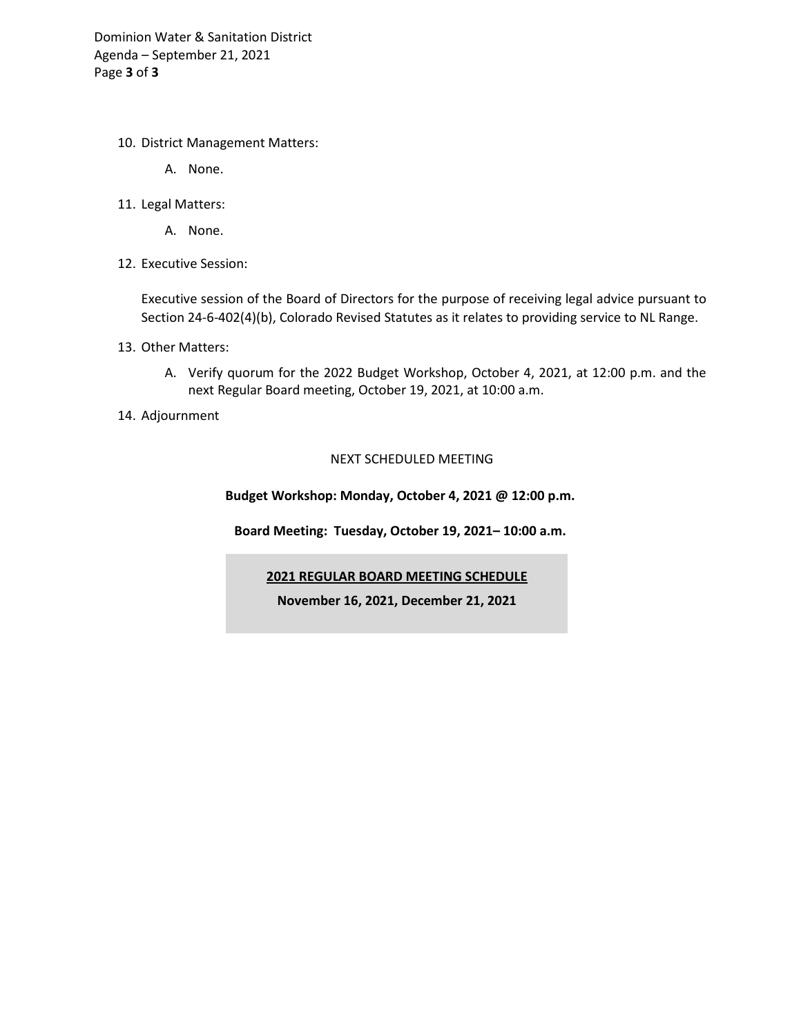10. District Management Matters:

    A. None.

11. Legal Matters:

    A. None.

12. Executive Session:

    Executive session of the Board of Directors for the purpose of receiving legal advice pursuant to Section 24-6-402(4)(b), Colorado Revised Statutes as it relates to providing service to NL Range.

13. Other Matters:

    A. Verify quorum for the 2022 Budget Workshop, October 4, 2021, at 12:00 p.m. and the next Regular Board meeting, October 19, 2021, at 10:00 a.m.

14. Adjournment

NEXT SCHEDULED MEETING

**Budget Workshop: Monday, October 4, 2021 @ 12:00 p.m.**

**Board Meeting: Tuesday, October 19, 2021– 10:00 a.m.**

**2021 REGULAR BOARD MEETING SCHEDULE**

**November 16, 2021, December 21, 2021**